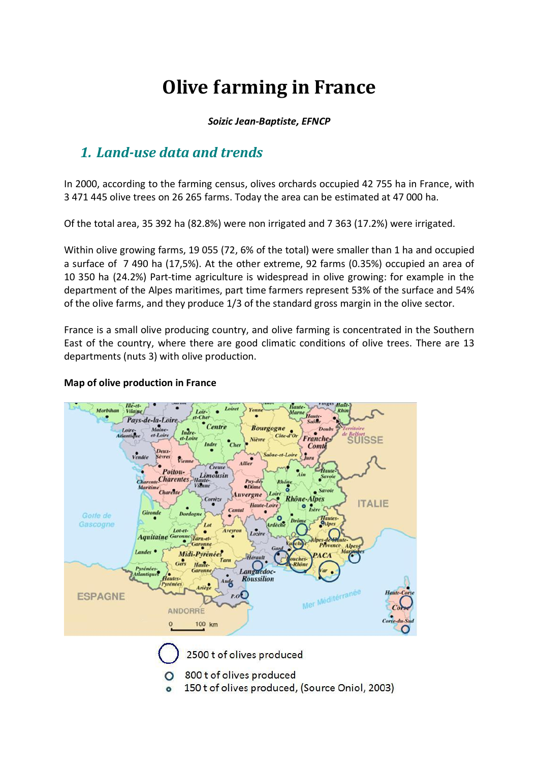# Olive farming in France

***Soizic Jean-Baptiste, EFNCP***

## *1. Land-use data and trends*

In 2000, according to the farming census, olives orchards occupied 42 755 ha in France, with 3 471 445 olive trees on 26 265 farms. Today the area can be estimated at 47 000 ha.

Of the total area, 35 392 ha (82.8%) were non irrigated and 7 363 (17.2%) were irrigated.

Within olive growing farms, 19 055 (72, 6% of the total) were smaller than 1 ha and occupied a surface of 7 490 ha (17,5%). At the other extreme, 92 farms (0.35%) occupied an area of 10 350 ha (24.2%) Part-time agriculture is widespread in olive growing: for example in the department of the Alpes maritimes, part time farmers represent 53% of the surface and 54% of the olive farms, and they produce 1/3 of the standard gross margin in the olive sector.

France is a small olive producing country, and olive farming is concentrated in the Southern East of the country, where there are good climatic conditions of olive trees. There are 13 departments (nuts 3) with olive production.

**Map of olive production in France**

2500 t of olives produced

800 t of olives produced

150 t of olives produced, (Source Oniol, 2003)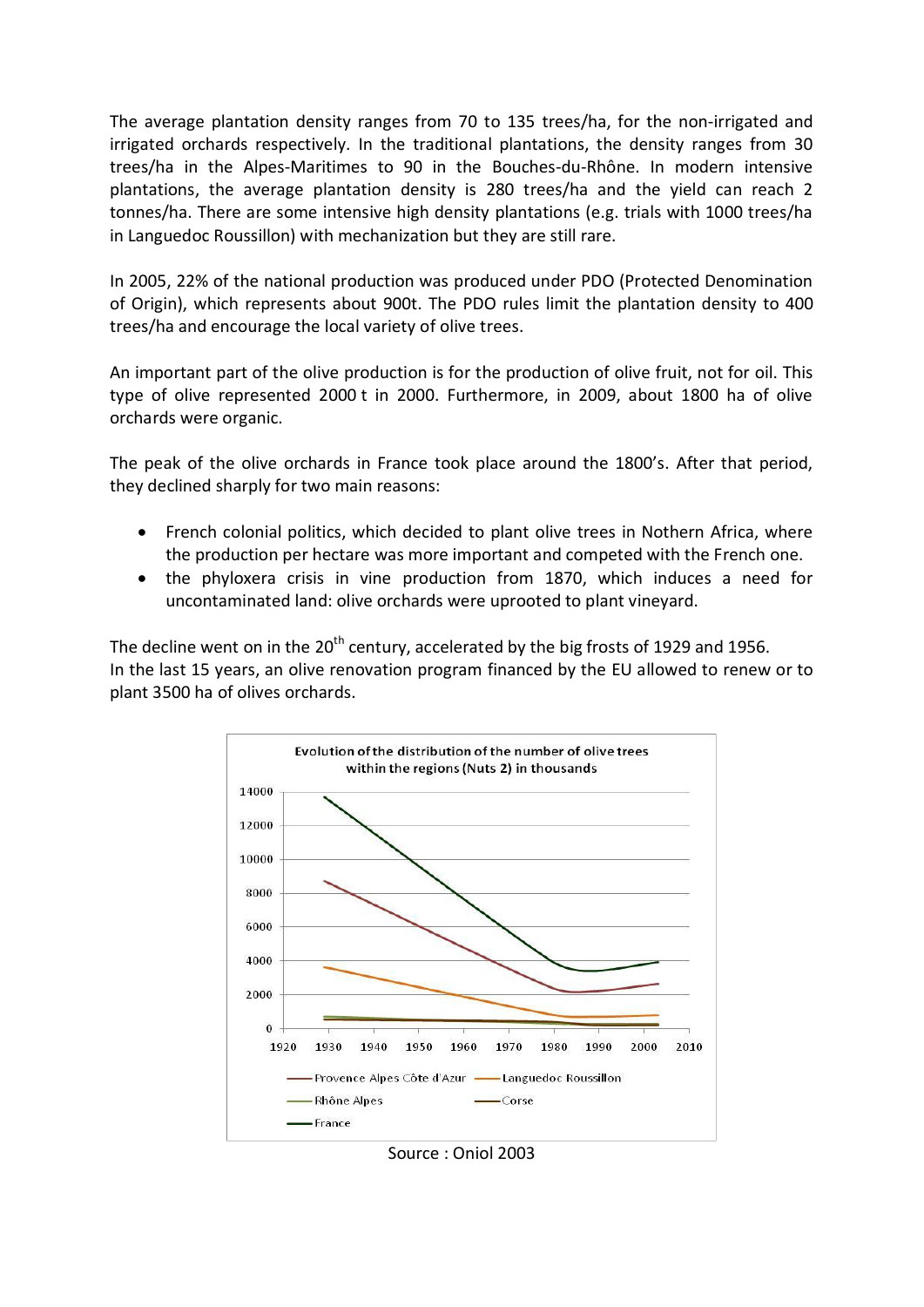The average plantation density ranges from 70 to 135 trees/ha, for the non-irrigated and irrigated orchards respectively. In the traditional plantations, the density ranges from 30 trees/ha in the Alpes-Maritimes to 90 in the Bouches-du-Rhône. In modern intensive plantations, the average plantation density is 280 trees/ha and the yield can reach 2 tonnes/ha. There are some intensive high density plantations (e.g. trials with 1000 trees/ha in Languedoc Roussillon) with mechanization but they are still rare.

In 2005, 22% of the national production was produced under PDO (Protected Denomination of Origin), which represents about 900t. The PDO rules limit the plantation density to 400 trees/ha and encourage the local variety of olive trees.

An important part of the olive production is for the production of olive fruit, not for oil. This type of olive represented 2000 t in 2000. Furthermore, in 2009, about 1800 ha of olive orchards were organic.

The peak of the olive orchards in France took place around the 1800's. After that period, they declined sharply for two main reasons:

- French colonial politics, which decided to plant olive trees in Nothern Africa, where the production per hectare was more important and competed with the French one.
- the phyloxera crisis in vine production from 1870, which induces a need for uncontaminated land: olive orchards were uprooted to plant vineyard.

The decline went on in the 20th century, accelerated by the big frosts of 1929 and 1956.
In the last 15 years, an olive renovation program financed by the EU allowed to renew or to plant 3500 ha of olives orchards.

Evolution of the distribution of the number of olive trees within the regions (Nuts 2) in thousands

Source : Oniol 2003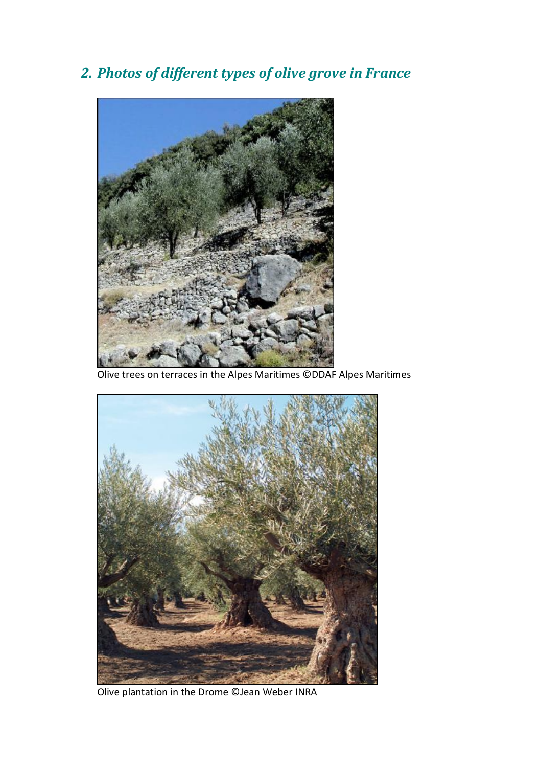## 2. *Photos of different types of olive grove in France*

Olive trees on terraces in the Alpes Maritimes ©DDAF Alpes Maritimes

Olive plantation in the Drome ©Jean Weber INRA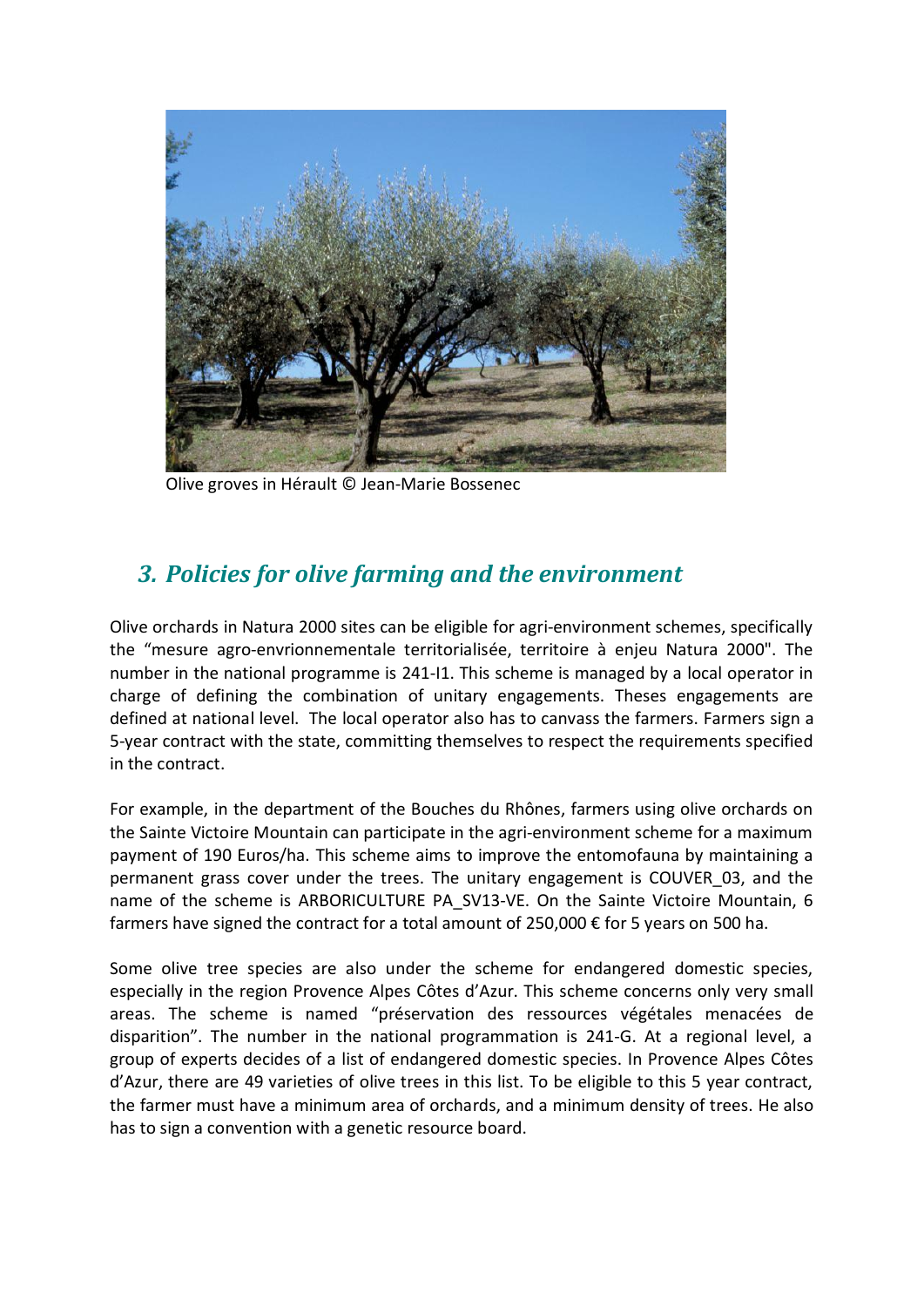Olive groves in Hérault © Jean-Marie Bossenec

## 3. Policies for olive farming and the environment

Olive orchards in Natura 2000 sites can be eligible for agri-environment schemes, specifically the "mesure agro-envrionnementale territorialisée, territoire à enjeu Natura 2000". The number in the national programme is 241-I1. This scheme is managed by a local operator in charge of defining the combination of unitary engagements. Theses engagements are defined at national level. The local operator also has to canvass the farmers. Farmers sign a 5-year contract with the state, committing themselves to respect the requirements specified in the contract.

For example, in the department of the Bouches du Rhônes, farmers using olive orchards on the Sainte Victoire Mountain can participate in the agri-environment scheme for a maximum payment of 190 Euros/ha. This scheme aims to improve the entomofauna by maintaining a permanent grass cover under the trees. The unitary engagement is COUVER_03, and the name of the scheme is ARBORICULTURE PA_SV13-VE. On the Sainte Victoire Mountain, 6 farmers have signed the contract for a total amount of 250,000 € for 5 years on 500 ha.

Some olive tree species are also under the scheme for endangered domestic species, especially in the region Provence Alpes Côtes d'Azur. This scheme concerns only very small areas. The scheme is named "préservation des ressources végétales menacées de disparition". The number in the national programmation is 241-G. At a regional level, a group of experts decides of a list of endangered domestic species. In Provence Alpes Côtes d'Azur, there are 49 varieties of olive trees in this list. To be eligible to this 5 year contract, the farmer must have a minimum area of orchards, and a minimum density of trees. He also has to sign a convention with a genetic resource board.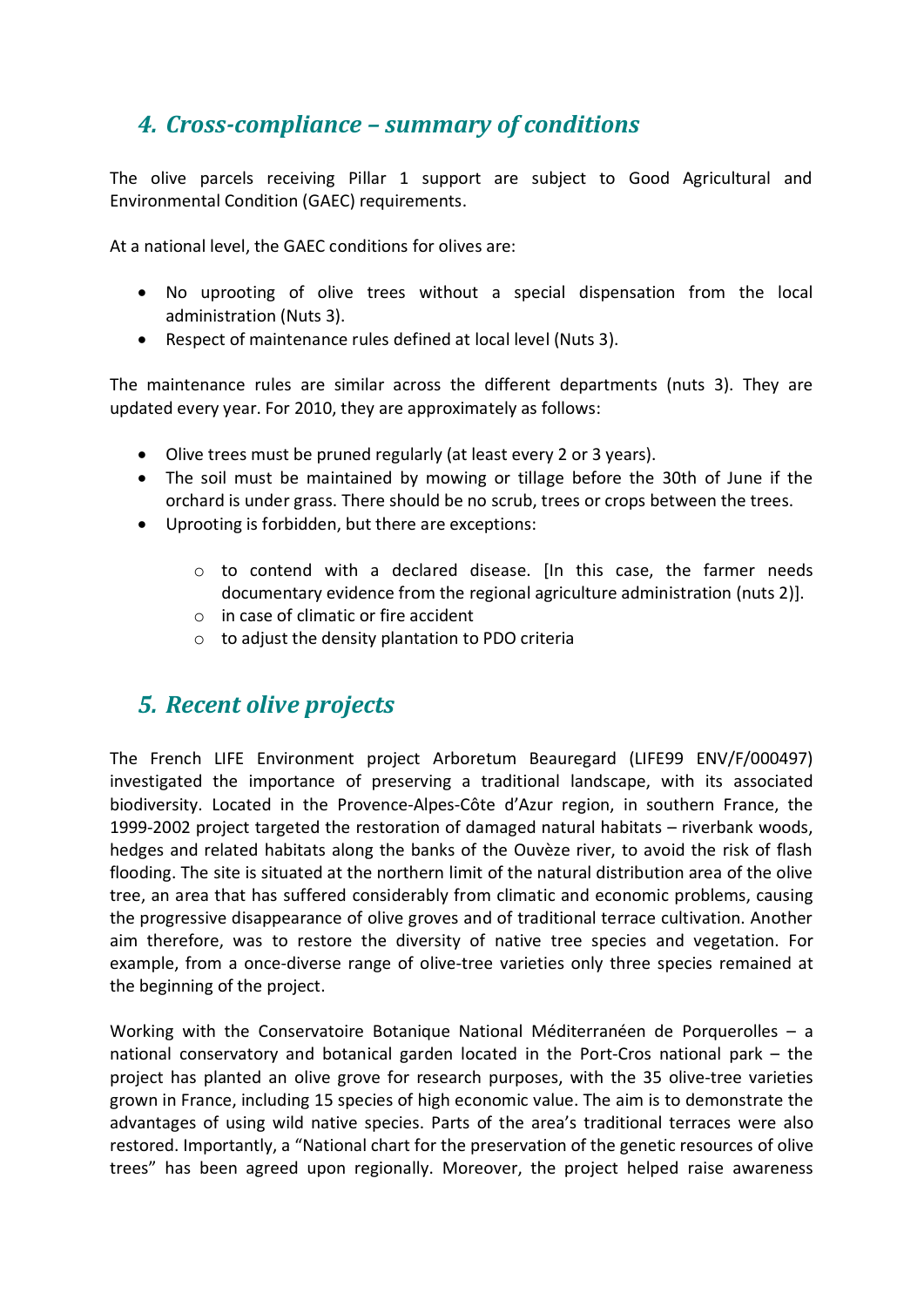## 4. *Cross-compliance – summary of conditions*

The olive parcels receiving Pillar 1 support are subject to Good Agricultural and Environmental Condition (GAEC) requirements.

At a national level, the GAEC conditions for olives are:

- No uprooting of olive trees without a special dispensation from the local administration (Nuts 3).
- Respect of maintenance rules defined at local level (Nuts 3).

The maintenance rules are similar across the different departments (nuts 3). They are updated every year. For 2010, they are approximately as follows:

- Olive trees must be pruned regularly (at least every 2 or 3 years).
- The soil must be maintained by mowing or tillage before the 30th of June if the orchard is under grass. There should be no scrub, trees or crops between the trees.
- Uprooting is forbidden, but there are exceptions:
    - to contend with a declared disease. [In this case, the farmer needs documentary evidence from the regional agriculture administration (nuts 2)].
    - in case of climatic or fire accident
    - to adjust the density plantation to PDO criteria

## 5. *Recent olive projects*

The French LIFE Environment project Arboretum Beauregard (LIFE99 ENV/F/000497) investigated the importance of preserving a traditional landscape, with its associated biodiversity. Located in the Provence-Alpes-Côte d'Azur region, in southern France, the 1999-2002 project targeted the restoration of damaged natural habitats – riverbank woods, hedges and related habitats along the banks of the Ouvèze river, to avoid the risk of flash flooding. The site is situated at the northern limit of the natural distribution area of the olive tree, an area that has suffered considerably from climatic and economic problems, causing the progressive disappearance of olive groves and of traditional terrace cultivation. Another aim therefore, was to restore the diversity of native tree species and vegetation. For example, from a once-diverse range of olive-tree varieties only three species remained at the beginning of the project.

Working with the Conservatoire Botanique National Méditerranéen de Porquerolles – a national conservatory and botanical garden located in the Port-Cros national park – the project has planted an olive grove for research purposes, with the 35 olive-tree varieties grown in France, including 15 species of high economic value. The aim is to demonstrate the advantages of using wild native species. Parts of the area's traditional terraces were also restored. Importantly, a "National chart for the preservation of the genetic resources of olive trees" has been agreed upon regionally. Moreover, the project helped raise awareness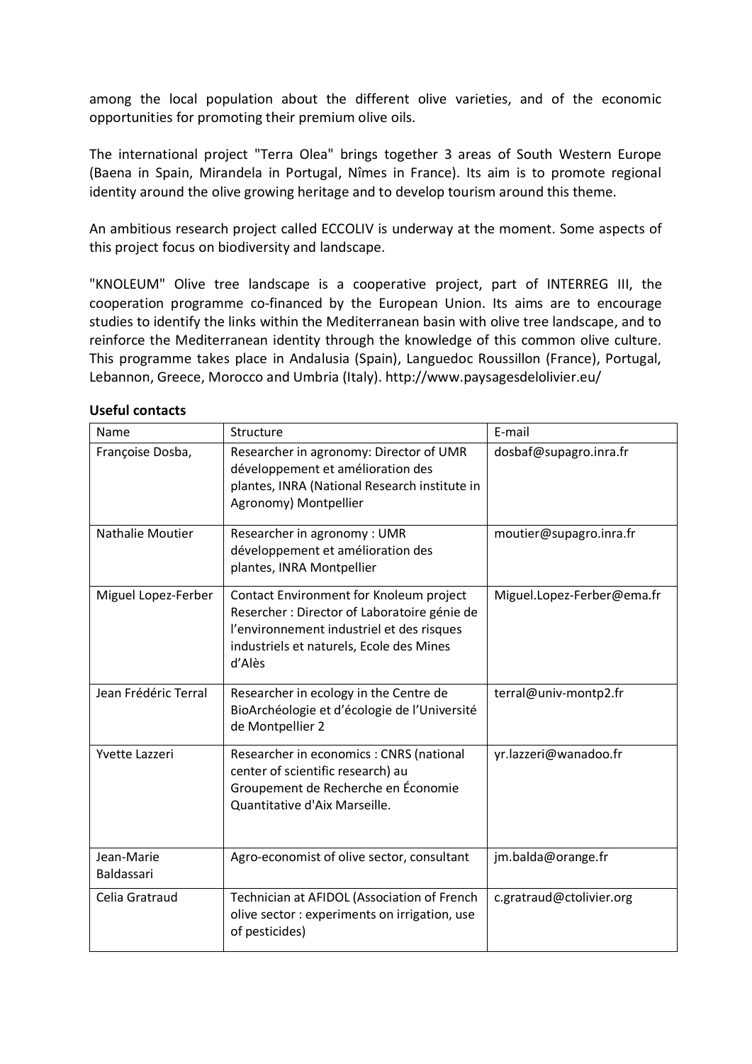among the local population about the different olive varieties, and of the economic opportunities for promoting their premium olive oils.

The international project "Terra Olea" brings together 3 areas of South Western Europe (Baena in Spain, Mirandela in Portugal, Nîmes in France). Its aim is to promote regional identity around the olive growing heritage and to develop tourism around this theme.

An ambitious research project called ECCOLIV is underway at the moment. Some aspects of this project focus on biodiversity and landscape.

"KNOLEUM" Olive tree landscape is a cooperative project, part of INTERREG III, the cooperation programme co-financed by the European Union. Its aims are to encourage studies to identify the links within the Mediterranean basin with olive tree landscape, and to reinforce the Mediterranean identity through the knowledge of this common olive culture. This programme takes place in Andalusia (Spain), Languedoc Roussillon (France), Portugal, Lebannon, Greece, Morocco and Umbria (Italy). http://www.paysagesdelolivier.eu/

**Useful contacts**

| Name | Structure | E-mail |
|---|---|---|
| Françoise Dosba, | Researcher in agronomy: Director of UMR développement et amélioration des plantes, INRA (National Research institute in Agronomy) Montpellier | dosbaf@supagro.inra.fr |
| Nathalie Moutier | Researcher in agronomy : UMR développement et amélioration des plantes, INRA Montpellier | moutier@supagro.inra.fr |
| Miguel Lopez-Ferber | Contact Environment for Knoleum project Rescher : Director of Laboratoire génie de l'environnement industriel et des risques industriels et naturels, Ecole des Mines d'Alès | Miguel.Lopez-Ferber@ema.fr |
| Jean Frédéric Terral | Researcher in ecology in the Centre de BioArchéologie et d'écologie de l'Université de Montpellier 2 | terral@univ-montp2.fr |
| Yvette Lazzeri | Researcher in economics : CNRS (national center of scientific research) au Groupement de Recherche en Économie Quantitative d'Aix Marseille. | yr.lazzeri@wanadoo.fr |
| Jean-Marie Baldassari | Agro-economist of olive sector, consultant | jm.balda@orange.fr |
| Celia Gratraud | Technician at AFIDOL (Association of French olive sector : experiments on irrigation, use of pesticides) | c.gratraud@ctolivier.org |